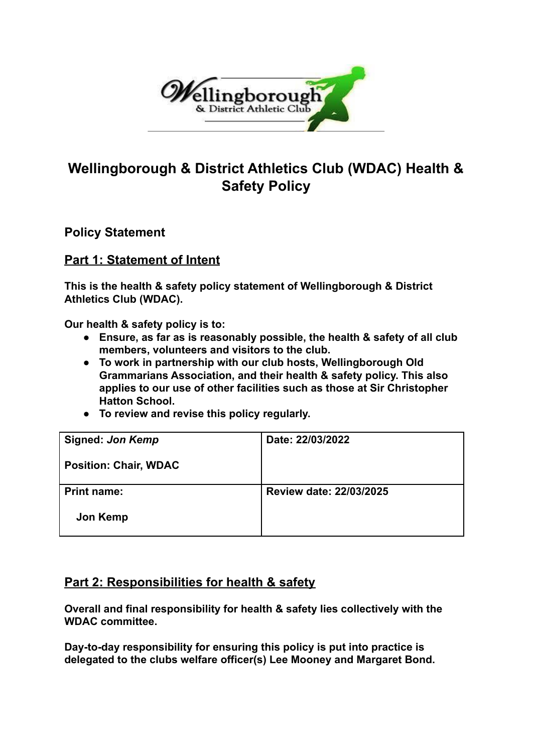# Wellingborough & District Athletics Club (WDAC) Health & Safety Policy

## Policy Statement

## Part 1: Statement of Intent

**This is the health & safety policy statement of Wellingborough & District Athletics Club (WDAC).**

**Our health & safety policy is to:**

- **Ensure, as far as is reasonably possible, the health & safety of all club members, volunteers and visitors to the club.**
- **To work in partnership with our club hosts, Wellingborough Old Grammarians Association, and their health & safety policy. This also applies to our use of other facilities such as those at Sir Christopher Hatton School.**
- **To review and revise this policy regularly.**

| **Signed:** ***Jon Kemp***<br><br>**Position: Chair, WDAC** | **Date: 22/03/2022** |
|---|---|
| **Print name:**<br><br>**Jon Kemp** | **Review date: 22/03/2025** |

## Part 2: Responsibilities for health & safety

**Overall and final responsibility for health & safety lies collectively with the WDAC committee.**

**Day-to-day responsibility for ensuring this policy is put into practice is delegated to the clubs welfare officer(s) Lee Mooney and Margaret Bond.**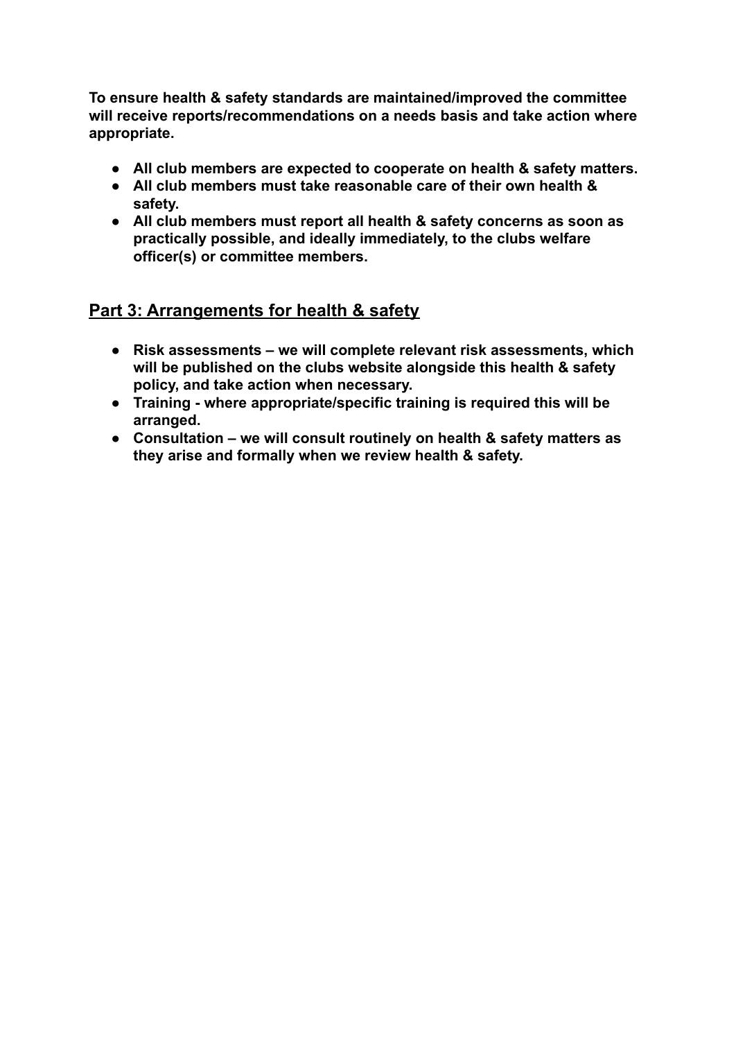**To ensure health & safety standards are maintained/improved the committee will receive reports/recommendations on a needs basis and take action where appropriate.**

- **All club members are expected to cooperate on health & safety matters.**
- **All club members must take reasonable care of their own health & safety.**
- **All club members must report all health & safety concerns as soon as practically possible, and ideally immediately, to the clubs welfare officer(s) or committee members.**

## Part 3: Arrangements for health & safety

- **Risk assessments – we will complete relevant risk assessments, which will be published on the clubs website alongside this health & safety policy, and take action when necessary.**
- **Training - where appropriate/specific training is required this will be arranged.**
- **Consultation – we will consult routinely on health & safety matters as they arise and formally when we review health & safety.**